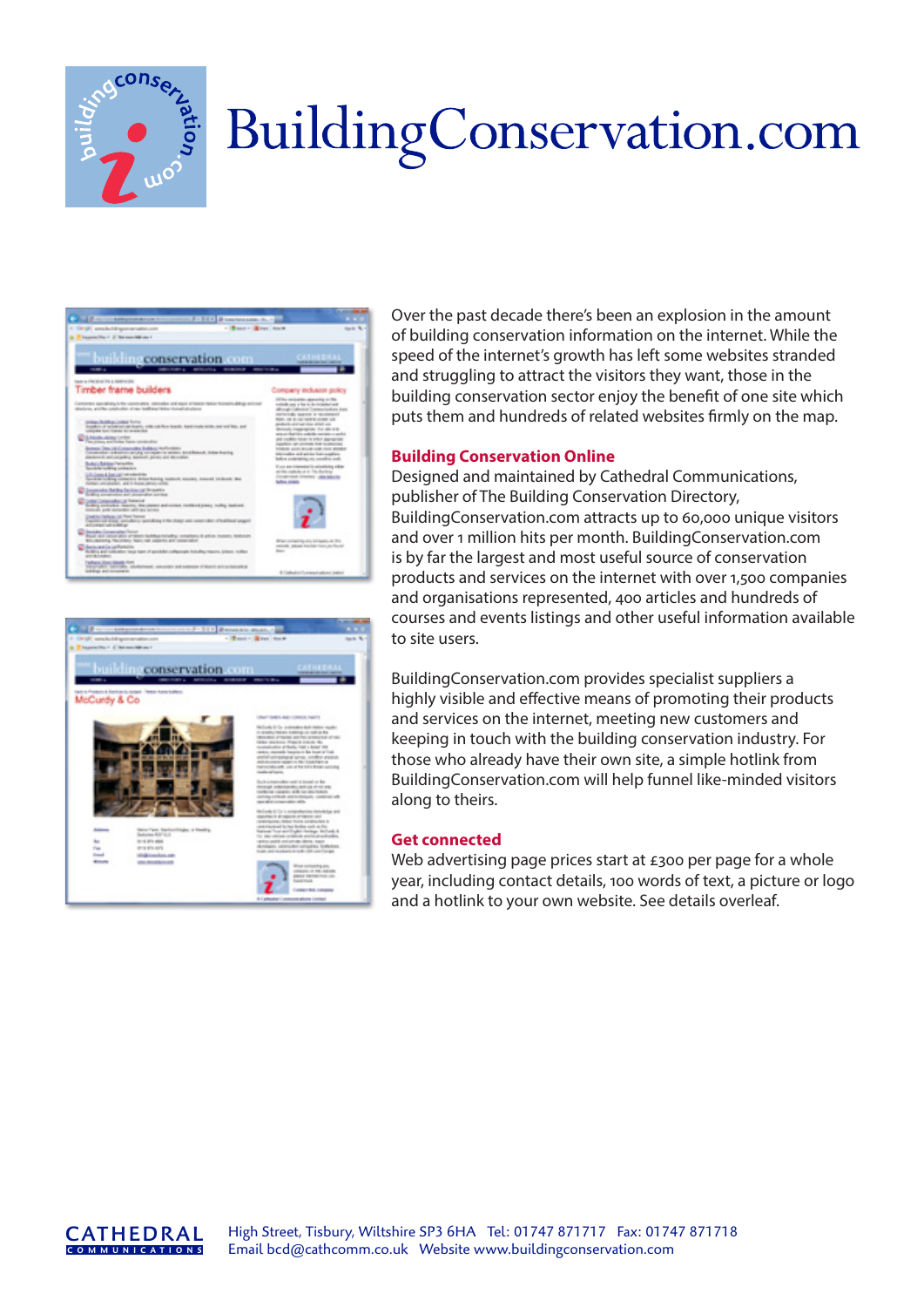# BuildingConservation.com

Over the past decade there's been an explosion in the amount of building conservation information on the internet. While the speed of the internet's growth has left some websites stranded and struggling to attract the visitors they want, those in the building conservation sector enjoy the benefit of one site which puts them and hundreds of related websites firmly on the map.

## Building Conservation Online

Designed and maintained by Cathedral Communications, publisher of The Building Conservation Directory, BuildingConservation.com attracts up to 60,000 unique visitors and over 1 million hits per month. BuildingConservation.com is by far the largest and most useful source of conservation products and services on the internet with over 1,500 companies and organisations represented, 400 articles and hundreds of courses and events listings and other useful information available to site users.

BuildingConservation.com provides specialist suppliers a highly visible and effective means of promoting their products and services on the internet, meeting new customers and keeping in touch with the building conservation industry. For those who already have their own site, a simple hotlink from BuildingConservation.com will help funnel like-minded visitors along to theirs.

## Get connected

Web advertising page prices start at £300 per page for a whole year, including contact details, 100 words of text, a picture or logo and a hotlink to your own website. See details overleaf.

CATHEDRAL COMMUNICATIONS

High Street, Tisbury, Wiltshire SP3 6HA Tel: 01747 871717 Fax: 01747 871718
Email bcd@cathcomm.co.uk Website www.buildingconservation.com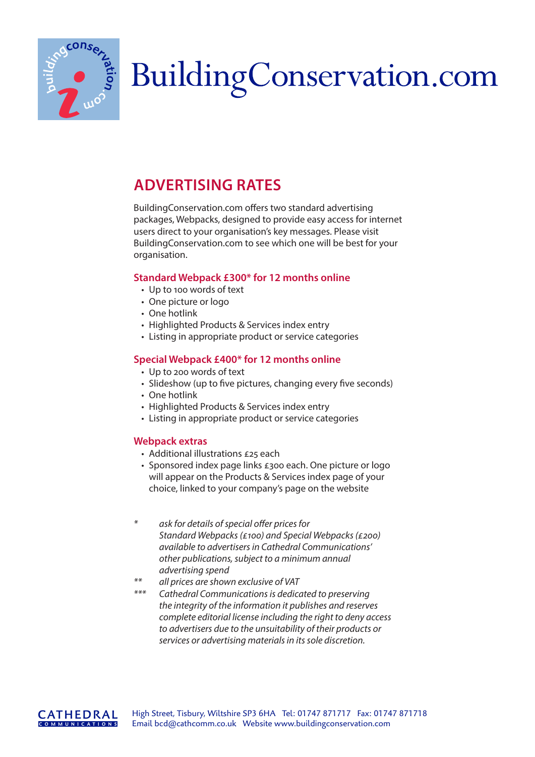# BuildingConservation.com

## ADVERTISING RATES

BuildingConservation.com offers two standard advertising packages, Webpacks, designed to provide easy access for internet users direct to your organisation's key messages. Please visit BuildingConservation.com to see which one will be best for your organisation.

### Standard Webpack £300* for 12 months online

- Up to 100 words of text
- One picture or logo
- One hotlink
- Highlighted Products & Services index entry
- Listing in appropriate product or service categories

### Special Webpack £400* for 12 months online

- Up to 200 words of text
- Slideshow (up to five pictures, changing every five seconds)
- One hotlink
- Highlighted Products & Services index entry
- Listing in appropriate product or service categories

### Webpack extras

- Additional illustrations £25 each
- Sponsored index page links £300 each. One picture or logo will appear on the Products & Services index page of your choice, linked to your company's page on the website

\* *ask for details of special offer prices for Standard Webpacks (£100) and Special Webpacks (£200) available to advertisers in Cathedral Communications' other publications, subject to a minimum annual advertising spend*

\*\* *all prices are shown exclusive of VAT*

\*\*\* *Cathedral Communications is dedicated to preserving the integrity of the information it publishes and reserves complete editorial license including the right to deny access to advertisers due to the unsuitability of their products or services or advertising materials in its sole discretion.*

CATHEDRAL COMMUNICATIONS

High Street, Tisbury, Wiltshire SP3 6HA Tel: 01747 871717 Fax: 01747 871718
Email bcd@cathcomm.co.uk Website www.buildingconservation.com